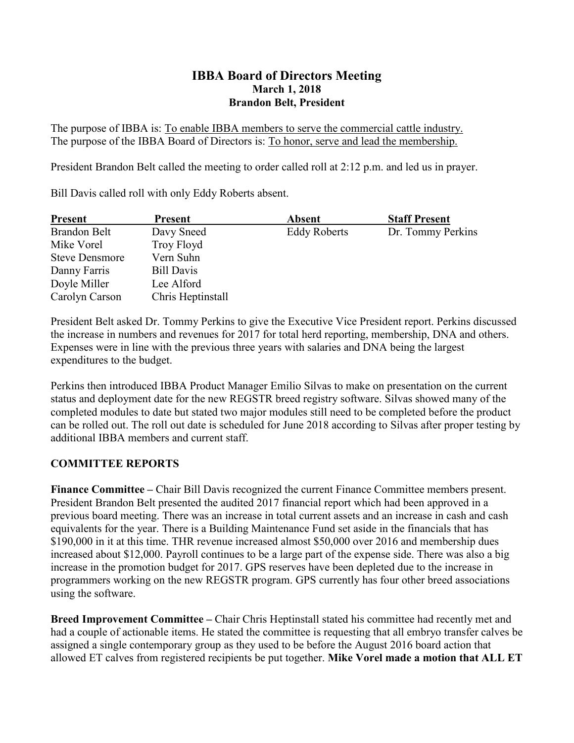# IBBA Board of Directors Meeting

**March 1, 2018**

**Brandon Belt, President**

The purpose of IBBA is: To enable IBBA members to serve the commercial cattle industry.
The purpose of the IBBA Board of Directors is: To honor, serve and lead the membership.

President Brandon Belt called the meeting to order called roll at 2:12 p.m. and led us in prayer.

Bill Davis called roll with only Eddy Roberts absent.

| Present | Present | Absent | Staff Present |
|---|---|---|---|
| Brandon Belt | Davy Sneed | Eddy Roberts | Dr. Tommy Perkins |
| Mike Vorel | Troy Floyd | | |
| Steve Densmore | Vern Suhn | | |
| Danny Farris | Bill Davis | | |
| Doyle Miller | Lee Alford | | |
| Carolyn Carson | Chris Heptinstall | | |

President Belt asked Dr. Tommy Perkins to give the Executive Vice President report. Perkins discussed the increase in numbers and revenues for 2017 for total herd reporting, membership, DNA and others. Expenses were in line with the previous three years with salaries and DNA being the largest expenditures to the budget.

Perkins then introduced IBBA Product Manager Emilio Silvas to make on presentation on the current status and deployment date for the new REGSTR breed registry software. Silvas showed many of the completed modules to date but stated two major modules still need to be completed before the product can be rolled out. The roll out date is scheduled for June 2018 according to Silvas after proper testing by additional IBBA members and current staff.

## COMMITTEE REPORTS

**Finance Committee –** Chair Bill Davis recognized the current Finance Committee members present. President Brandon Belt presented the audited 2017 financial report which had been approved in a previous board meeting. There was an increase in total current assets and an increase in cash and cash equivalents for the year. There is a Building Maintenance Fund set aside in the financials that has $190,000 in it at this time. THR revenue increased almost $50,000 over 2016 and membership dues increased about $12,000. Payroll continues to be a large part of the expense side. There was also a big increase in the promotion budget for 2017. GPS reserves have been depleted due to the increase in programmers working on the new REGSTR program. GPS currently has four other breed associations using the software.

**Breed Improvement Committee –** Chair Chris Heptinstall stated his committee had recently met and had a couple of actionable items. He stated the committee is requesting that all embryo transfer calves be assigned a single contemporary group as they used to be before the August 2016 board action that allowed ET calves from registered recipients be put together. **Mike Vorel made a motion that ALL ET**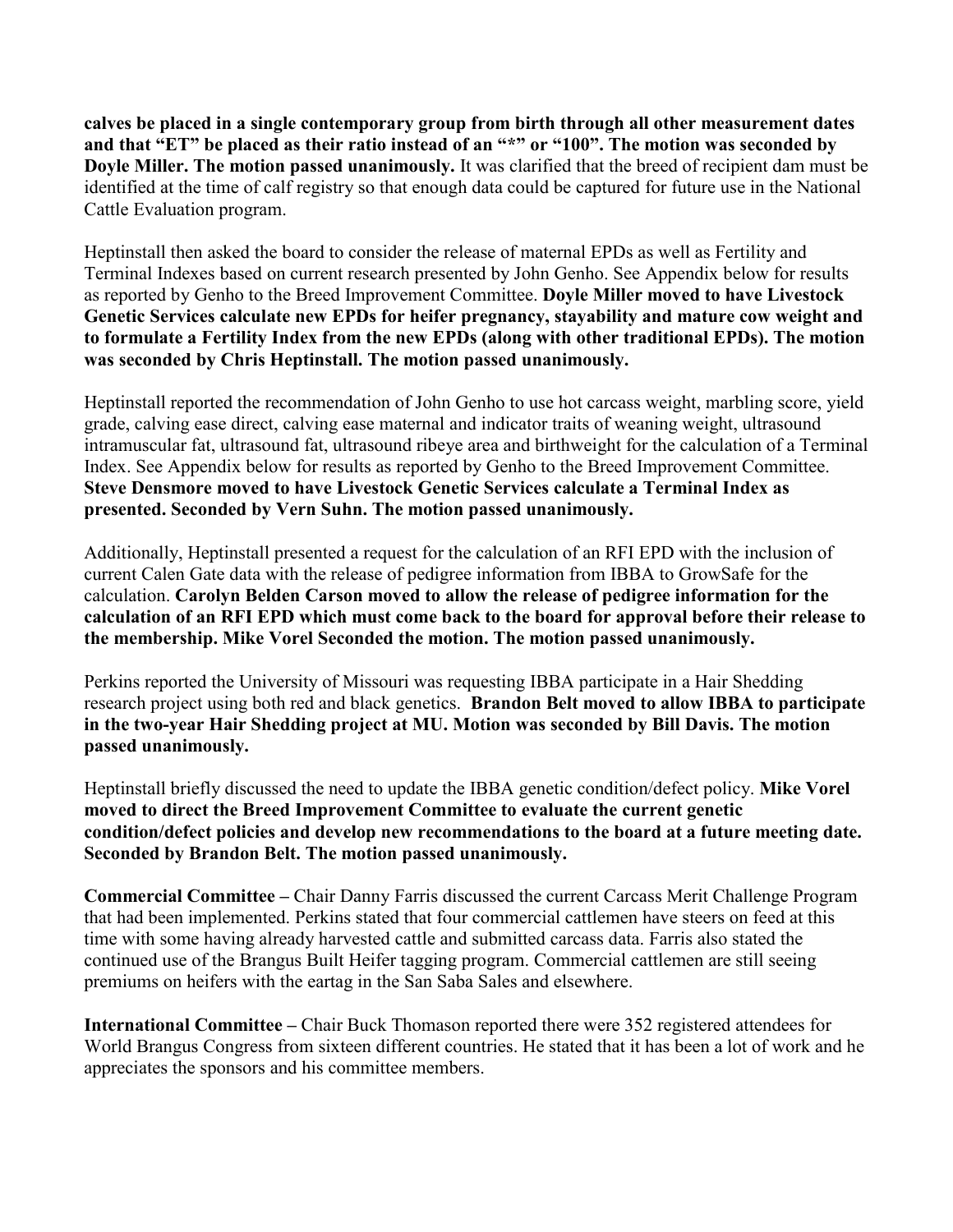**calves be placed in a single contemporary group from birth through all other measurement dates and that "ET" be placed as their ratio instead of an "*" or "100". The motion was seconded by Doyle Miller. The motion passed unanimously.** It was clarified that the breed of recipient dam must be identified at the time of calf registry so that enough data could be captured for future use in the National Cattle Evaluation program.

Heptinstall then asked the board to consider the release of maternal EPDs as well as Fertility and Terminal Indexes based on current research presented by John Genho. See Appendix below for results as reported by Genho to the Breed Improvement Committee. **Doyle Miller moved to have Livestock Genetic Services calculate new EPDs for heifer pregnancy, stayability and mature cow weight and to formulate a Fertility Index from the new EPDs (along with other traditional EPDs). The motion was seconded by Chris Heptinstall. The motion passed unanimously.**

Heptinstall reported the recommendation of John Genho to use hot carcass weight, marbling score, yield grade, calving ease direct, calving ease maternal and indicator traits of weaning weight, ultrasound intramuscular fat, ultrasound fat, ultrasound ribeye area and birthweight for the calculation of a Terminal Index. See Appendix below for results as reported by Genho to the Breed Improvement Committee. **Steve Densmore moved to have Livestock Genetic Services calculate a Terminal Index as presented. Seconded by Vern Suhn. The motion passed unanimously.**

Additionally, Heptinstall presented a request for the calculation of an RFI EPD with the inclusion of current Calen Gate data with the release of pedigree information from IBBA to GrowSafe for the calculation. **Carolyn Belden Carson moved to allow the release of pedigree information for the calculation of an RFI EPD which must come back to the board for approval before their release to the membership. Mike Vorel Seconded the motion. The motion passed unanimously.**

Perkins reported the University of Missouri was requesting IBBA participate in a Hair Shedding research project using both red and black genetics. **Brandon Belt moved to allow IBBA to participate in the two-year Hair Shedding project at MU. Motion was seconded by Bill Davis. The motion passed unanimously.**

Heptinstall briefly discussed the need to update the IBBA genetic condition/defect policy. **Mike Vorel moved to direct the Breed Improvement Committee to evaluate the current genetic condition/defect policies and develop new recommendations to the board at a future meeting date. Seconded by Brandon Belt. The motion passed unanimously.**

**Commercial Committee –** Chair Danny Farris discussed the current Carcass Merit Challenge Program that had been implemented. Perkins stated that four commercial cattlemen have steers on feed at this time with some having already harvested cattle and submitted carcass data. Farris also stated the continued use of the Brangus Built Heifer tagging program. Commercial cattlemen are still seeing premiums on heifers with the eartag in the San Saba Sales and elsewhere.

**International Committee –** Chair Buck Thomason reported there were 352 registered attendees for World Brangus Congress from sixteen different countries. He stated that it has been a lot of work and he appreciates the sponsors and his committee members.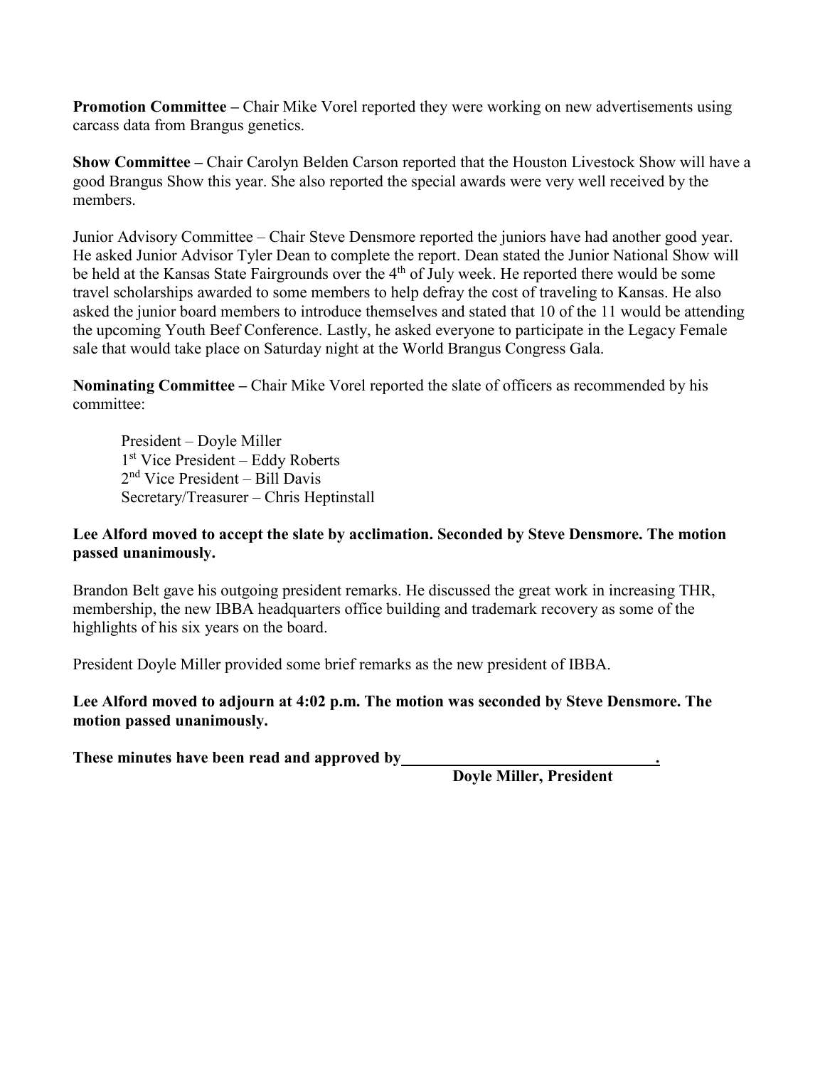**Promotion Committee –** Chair Mike Vorel reported they were working on new advertisements using carcass data from Brangus genetics.

**Show Committee –** Chair Carolyn Belden Carson reported that the Houston Livestock Show will have a good Brangus Show this year. She also reported the special awards were very well received by the members.

Junior Advisory Committee – Chair Steve Densmore reported the juniors have had another good year. He asked Junior Advisor Tyler Dean to complete the report. Dean stated the Junior National Show will be held at the Kansas State Fairgrounds over the 4th of July week. He reported there would be some travel scholarships awarded to some members to help defray the cost of traveling to Kansas. He also asked the junior board members to introduce themselves and stated that 10 of the 11 would be attending the upcoming Youth Beef Conference. Lastly, he asked everyone to participate in the Legacy Female sale that would take place on Saturday night at the World Brangus Congress Gala.

**Nominating Committee –** Chair Mike Vorel reported the slate of officers as recommended by his committee:

President – Doyle Miller
1st Vice President – Eddy Roberts
2nd Vice President – Bill Davis
Secretary/Treasurer – Chris Heptinstall

**Lee Alford moved to accept the slate by acclimation. Seconded by Steve Densmore. The motion passed unanimously.**

Brandon Belt gave his outgoing president remarks. He discussed the great work in increasing THR, membership, the new IBBA headquarters office building and trademark recovery as some of the highlights of his six years on the board.

President Doyle Miller provided some brief remarks as the new president of IBBA.

**Lee Alford moved to adjourn at 4:02 p.m. The motion was seconded by Steve Densmore. The motion passed unanimously.**

**These minutes have been read and approved by\_\_\_\_\_\_\_\_\_\_\_\_\_\_\_\_\_\_\_\_\_\_\_\_\_\_\_\_\_\_\_\_\_.**

**Doyle Miller, President**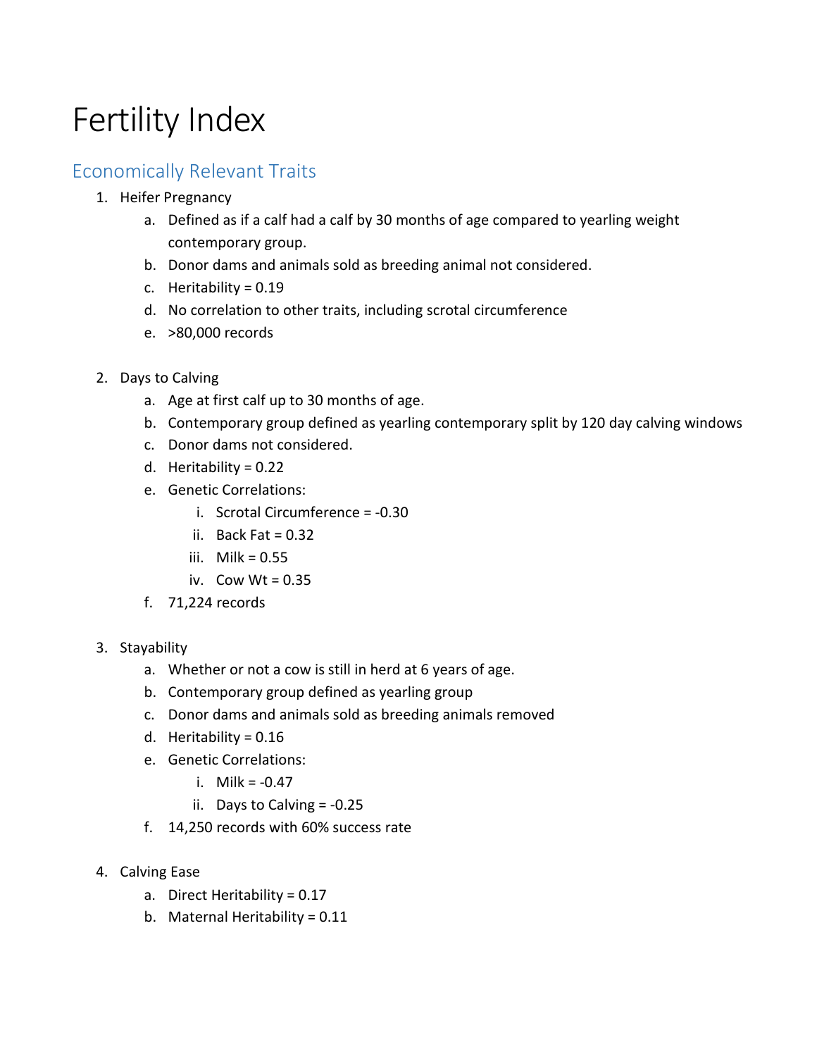# Fertility Index

## Economically Relevant Traits

1. Heifer Pregnancy
    a. Defined as if a calf had a calf by 30 months of age compared to yearling weight contemporary group.
    b. Donor dams and animals sold as breeding animal not considered.
    c. Heritability = 0.19
    d. No correlation to other traits, including scrotal circumference
    e. >80,000 records

2. Days to Calving
    a. Age at first calf up to 30 months of age.
    b. Contemporary group defined as yearling contemporary split by 120 day calving windows
    c. Donor dams not considered.
    d. Heritability = 0.22
    e. Genetic Correlations:
        i. Scrotal Circumference = -0.30
        ii. Back Fat = 0.32
        iii. Milk = 0.55
        iv. Cow Wt = 0.35
    f. 71,224 records

3. Stayability
    a. Whether or not a cow is still in herd at 6 years of age.
    b. Contemporary group defined as yearling group
    c. Donor dams and animals sold as breeding animals removed
    d. Heritability = 0.16
    e. Genetic Correlations:
        i. Milk = -0.47
        ii. Days to Calving = -0.25
    f. 14,250 records with 60% success rate

4. Calving Ease
    a. Direct Heritability = 0.17
    b. Maternal Heritability = 0.11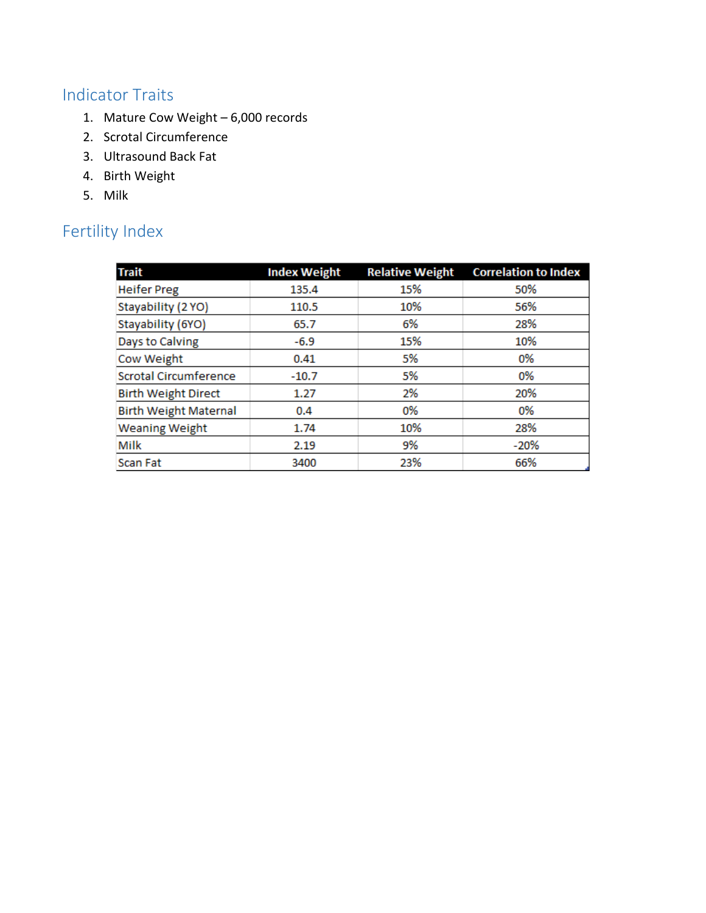## Indicator Traits

1. Mature Cow Weight – 6,000 records
2. Scrotal Circumference
3. Ultrasound Back Fat
4. Birth Weight
5. Milk

## Fertility Index

| Trait | Index Weight | Relative Weight | Correlation to Index |
|---|---|---|---|
| Heifer Preg | 135.4 | 15% | 50% |
| Stayability (2 YO) | 110.5 | 10% | 56% |
| Stayability (6YO) | 65.7 | 6% | 28% |
| Days to Calving | -6.9 | 15% | 10% |
| Cow Weight | 0.41 | 5% | 0% |
| Scrotal Circumference | -10.7 | 5% | 0% |
| Birth Weight Direct | 1.27 | 2% | 20% |
| Birth Weight Maternal | 0.4 | 0% | 0% |
| Weaning Weight | 1.74 | 10% | 28% |
| Milk | 2.19 | 9% | -20% |
| Scan Fat | 3400 | 23% | 66% |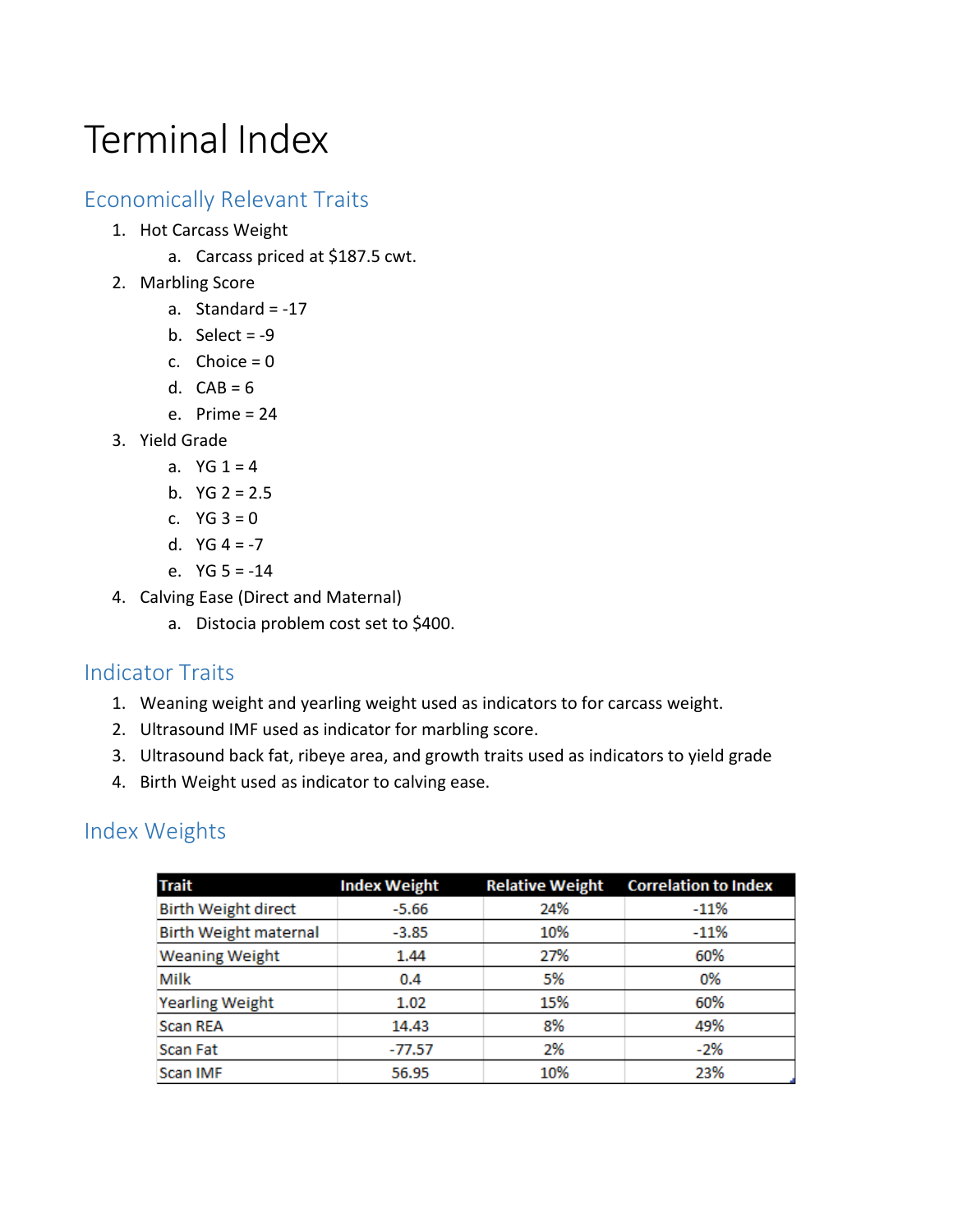# Terminal Index

## Economically Relevant Traits

1. Hot Carcass Weight
   a. Carcass priced at $187.5 cwt.
2. Marbling Score
   a. Standard = -17
   b. Select = -9
   c. Choice = 0
   d. CAB = 6
   e. Prime = 24
3. Yield Grade
   a. YG 1 = 4
   b. YG 2 = 2.5
   c. YG 3 = 0
   d. YG 4 = -7
   e. YG 5 = -14
4. Calving Ease (Direct and Maternal)
   a. Distocia problem cost set to $400.

## Indicator Traits

1. Weaning weight and yearling weight used as indicators to for carcass weight.
2. Ultrasound IMF used as indicator for marbling score.
3. Ultrasound back fat, ribeye area, and growth traits used as indicators to yield grade
4. Birth Weight used as indicator to calving ease.

## Index Weights

| Trait | Index Weight | Relative Weight | Correlation to Index |
|---|---|---|---|
| Birth Weight direct | -5.66 | 24% | -11% |
| Birth Weight maternal | -3.85 | 10% | -11% |
| Weaning Weight | 1.44 | 27% | 60% |
| Milk | 0.4 | 5% | 0% |
| Yearling Weight | 1.02 | 15% | 60% |
| Scan REA | 14.43 | 8% | 49% |
| Scan Fat | -77.57 | 2% | -2% |
| Scan IMF | 56.95 | 10% | 23% |